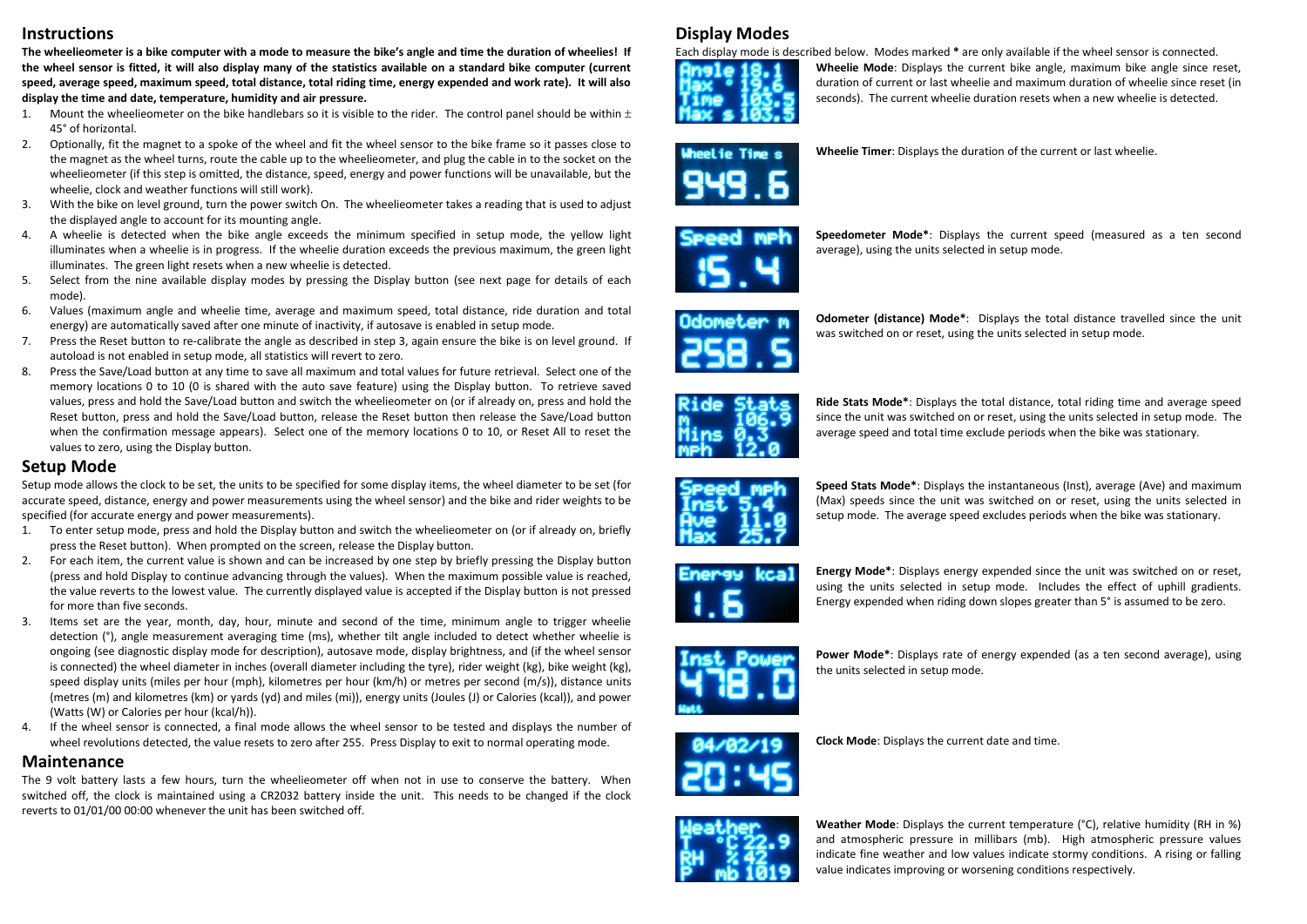## Instructions

**The wheelieometer is a bike computer with a mode to measure the bike's angle and time the duration of wheelies! If the wheel sensor is fitted, it will also display many of the statistics available on a standard bike computer (current speed, average speed, maximum speed, total distance, total riding time, energy expended and work rate). It will also display the time and date, temperature, humidity and air pressure.**

1. Mount the wheelieometer on the bike handlebars so it is visible to the rider. The control panel should be within ± 45° of horizontal.
2. Optionally, fit the magnet to a spoke of the wheel and fit the wheel sensor to the bike frame so it passes close to the magnet as the wheel turns, route the cable up to the wheelieometer, and plug the cable in to the socket on the wheelieometer (if this step is omitted, the distance, speed, energy and power functions will be unavailable, but the wheelie, clock and weather functions will still work).
3. With the bike on level ground, turn the power switch On. The wheelieometer takes a reading that is used to adjust the displayed angle to account for its mounting angle.
4. A wheelie is detected when the bike angle exceeds the minimum specified in setup mode, the yellow light illuminates when a wheelie is in progress. If the wheelie duration exceeds the previous maximum, the green light illuminates. The green light resets when a new wheelie is detected.
5. Select from the nine available display modes by pressing the Display button (see next page for details of each mode).
6. Values (maximum angle and wheelie time, average and maximum speed, total distance, ride duration and total energy) are automatically saved after one minute of inactivity, if autosave is enabled in setup mode.
7. Press the Reset button to re-calibrate the angle as described in step 3, again ensure the bike is on level ground. If autoload is not enabled in setup mode, all statistics will revert to zero.
8. Press the Save/Load button at any time to save all maximum and total values for future retrieval. Select one of the memory locations 0 to 10 (0 is shared with the auto save feature) using the Display button. To retrieve saved values, press and hold the Save/Load button and switch the wheelieometer on (or if already on, press and hold the Reset button, press and hold the Save/Load button, release the Reset button then release the Save/Load button when the confirmation message appears). Select one of the memory locations 0 to 10, or Reset All to reset the values to zero, using the Display button.

## Setup Mode

Setup mode allows the clock to be set, the units to be specified for some display items, the wheel diameter to be set (for accurate speed, distance, energy and power measurements using the wheel sensor) and the bike and rider weights to be specified (for accurate energy and power measurements).

1. To enter setup mode, press and hold the Display button and switch the wheelieometer on (or if already on, briefly press the Reset button). When prompted on the screen, release the Display button.
2. For each item, the current value is shown and can be increased by one step by briefly pressing the Display button (press and hold Display to continue advancing through the values). When the maximum possible value is reached, the value reverts to the lowest value. The currently displayed value is accepted if the Display button is not pressed for more than five seconds.
3. Items set are the year, month, day, hour, minute and second of the time, minimum angle to trigger wheelie detection (°), angle measurement averaging time (ms), whether tilt angle included to detect whether wheelie is ongoing (see diagnostic display mode for description), autosave mode, display brightness, and (if the wheel sensor is connected) the wheel diameter in inches (overall diameter including the tyre), rider weight (kg), bike weight (kg), speed display units (miles per hour (mph), kilometres per hour (km/h) or metres per second (m/s)), distance units (metres (m) and kilometres (km) or yards (yd) and miles (mi)), energy units (Joules (J) or Calories (kcal)), and power (Watts (W) or Calories per hour (kcal/h)).
4. If the wheel sensor is connected, a final mode allows the wheel sensor to be tested and displays the number of wheel revolutions detected, the value resets to zero after 255. Press Display to exit to normal operating mode.

## Maintenance

The 9 volt battery lasts a few hours, turn the wheelieometer off when not in use to conserve the battery. When switched off, the clock is maintained using a CR2032 battery inside the unit. This needs to be changed if the clock reverts to 01/01/00 00:00 whenever the unit has been switched off.

## Display Modes

Each display mode is described below. Modes marked * are only available if the wheel sensor is connected.

Angle 18.1 / Max ° 19.6 / Time 103.5 / Max s 103.5

**Wheelie Mode**: Displays the current bike angle, maximum bike angle since reset, duration of current or last wheelie and maximum duration of wheelie since reset (in seconds). The current wheelie duration resets when a new wheelie is detected.

Wheelie Time s / 949.6

**Wheelie Timer**: Displays the duration of the current or last wheelie.

Speed mph / 15.4

**Speedometer Mode***: Displays the current speed (measured as a ten second average), using the units selected in setup mode.

Odometer m / 258.5

**Odometer (distance) Mode***: Displays the total distance travelled since the unit was switched on or reset, using the units selected in setup mode.

Ride Stats / m 106.9 / Mins 0.3 / mph 12.0

**Ride Stats Mode***: Displays the total distance, total riding time and average speed since the unit was switched on or reset, using the units selected in setup mode. The average speed and total time exclude periods when the bike was stationary.

Speed mph / Inst 5.4 / Ave 11.0 / Max 25.7

**Speed Stats Mode***: Displays the instantaneous (Inst), average (Ave) and maximum (Max) speeds since the unit was switched on or reset, using the units selected in setup mode. The average speed excludes periods when the bike was stationary.

Energy kcal / 1.6

**Energy Mode***: Displays energy expended since the unit was switched on or reset, using the units selected in setup mode. Includes the effect of uphill gradients. Energy expended when riding down slopes greater than 5° is assumed to be zero.

Inst Power / 478.0 / Watt

**Power Mode***: Displays rate of energy expended (as a ten second average), using the units selected in setup mode.

04/02/19 / 20:45

**Clock Mode**: Displays the current date and time.

Weather / T °C 22.9 / RH % 42 / P mb 1019

**Weather Mode**: Displays the current temperature (°C), relative humidity (RH in %) and atmospheric pressure in millibars (mb). High atmospheric pressure values indicate fine weather and low values indicate stormy conditions. A rising or falling value indicates improving or worsening conditions respectively.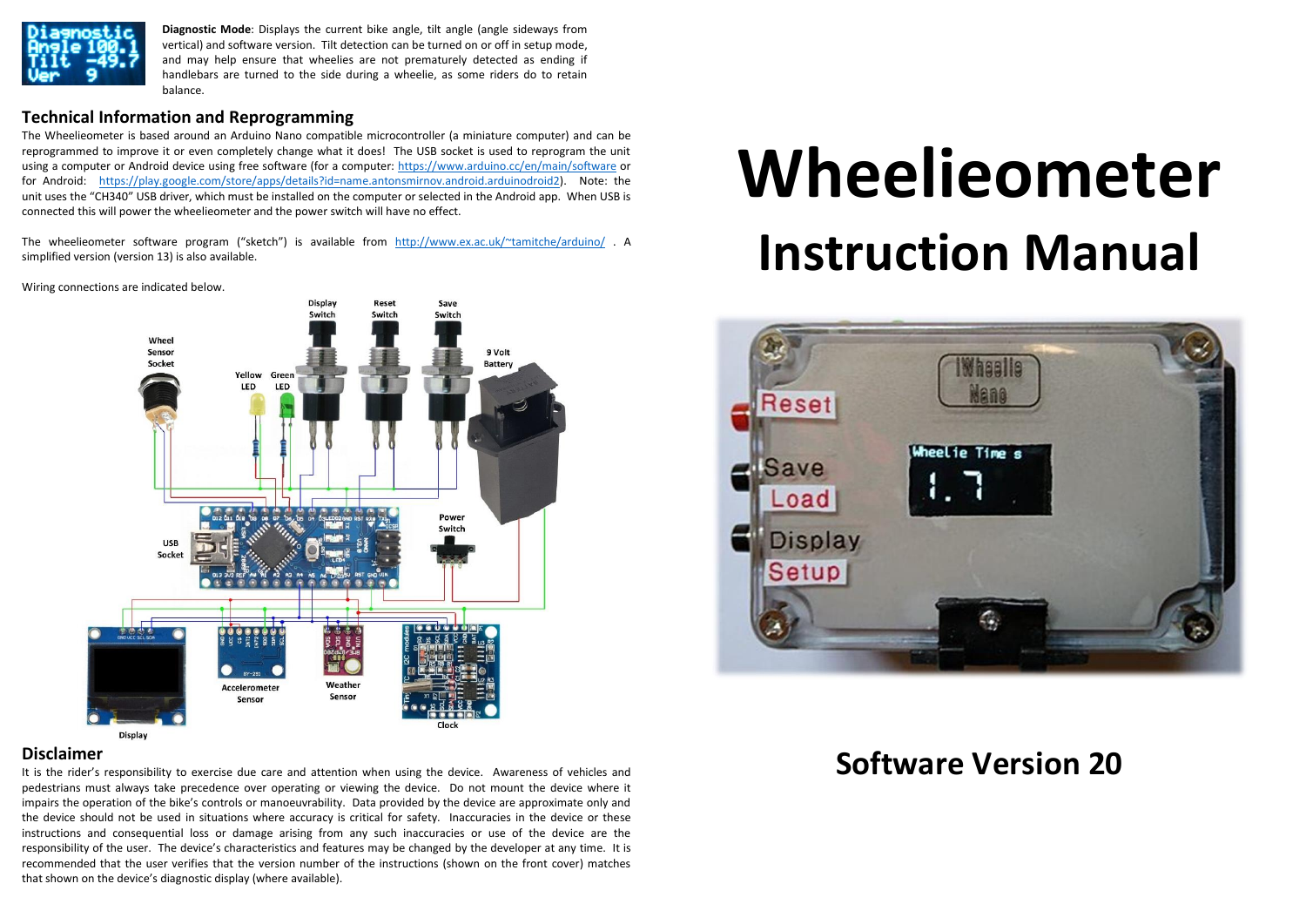**Diagnostic Mode**: Displays the current bike angle, tilt angle (angle sideways from vertical) and software version. Tilt detection can be turned on or off in setup mode, and may help ensure that wheelies are not prematurely detected as ending if handlebars are turned to the side during a wheelie, as some riders do to retain balance.

## Technical Information and Reprogramming

The Wheelieometer is based around an Arduino Nano compatible microcontroller (a miniature computer) and can be reprogrammed to improve it or even completely change what it does! The USB socket is used to reprogram the unit using a computer or Android device using free software (for a computer: https://www.arduino.cc/en/main/software or for Android: https://play.google.com/store/apps/details?id=name.antonsmirnov.android.arduinodroid2). Note: the unit uses the "CH340" USB driver, which must be installed on the computer or selected in the Android app. When USB is connected this will power the wheelieometer and the power switch will have no effect.

The wheelieometer software program ("sketch") is available from http://www.ex.ac.uk/~tamitche/arduino/ . A simplified version (version 13) is also available.

Wiring connections are indicated below.

Display Switch
Reset Switch
Save Switch
Wheel Sensor Socket
Yellow LED
Green LED
9 Volt Battery
USB Socket
Power Switch
Display
Accelerometer Sensor
Weather Sensor
Clock

## Disclaimer

It is the rider's responsibility to exercise due care and attention when using the device. Awareness of vehicles and pedestrians must always take precedence over operating or viewing the device. Do not mount the device where it impairs the operation of the bike's controls or manoeuvrability. Data provided by the device are approximate only and the device should not be used in situations where accuracy is critical for safety. Inaccuracies in the device or these instructions and consequential loss or damage arising from any such inaccuracies or use of the device are the responsibility of the user. The device's characteristics and features may be changed by the developer at any time. It is recommended that the user verifies that the version number of the instructions (shown on the front cover) matches that shown on the device's diagnostic display (where available).

# Wheelieometer

# Instruction Manual

## Software Version 20